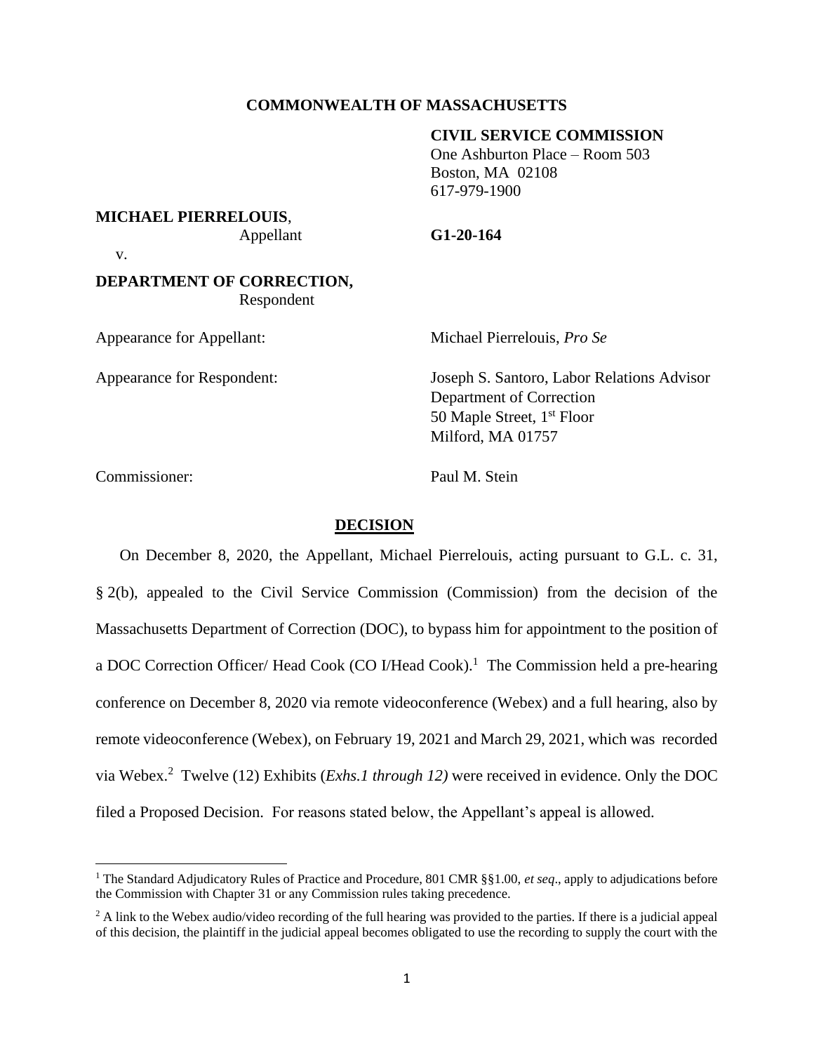**COMMONWEALTH OF MASSACHUSETTS**

**CIVIL SERVICE COMMISSION**
One Ashburton Place – Room 503
Boston, MA 02108
617-979-1900

**MICHAEL PIERRELOUIS**,
Appellant

**G1-20-164**

v.

**DEPARTMENT OF CORRECTION,**
Respondent

Appearance for Appellant: Michael Pierrelouis, *Pro Se*

Appearance for Respondent: Joseph S. Santoro, Labor Relations Advisor
Department of Correction
50 Maple Street, 1st Floor
Milford, MA 01757

Commissioner: Paul M. Stein

## DECISION

On December 8, 2020, the Appellant, Michael Pierrelouis, acting pursuant to G.L. c. 31, § 2(b), appealed to the Civil Service Commission (Commission) from the decision of the Massachusetts Department of Correction (DOC), to bypass him for appointment to the position of a DOC Correction Officer/ Head Cook (CO I/Head Cook).[1] The Commission held a pre-hearing conference on December 8, 2020 via remote videoconference (Webex) and a full hearing, also by remote videoconference (Webex), on February 19, 2021 and March 29, 2021, which was recorded via Webex.[2] Twelve (12) Exhibits (*Exhs.1 through 12)* were received in evidence. Only the DOC filed a Proposed Decision. For reasons stated below, the Appellant's appeal is allowed.

---

[1] The Standard Adjudicatory Rules of Practice and Procedure, 801 CMR §§1.00, *et seq*., apply to adjudications before the Commission with Chapter 31 or any Commission rules taking precedence.

[2] A link to the Webex audio/video recording of the full hearing was provided to the parties. If there is a judicial appeal of this decision, the plaintiff in the judicial appeal becomes obligated to use the recording to supply the court with the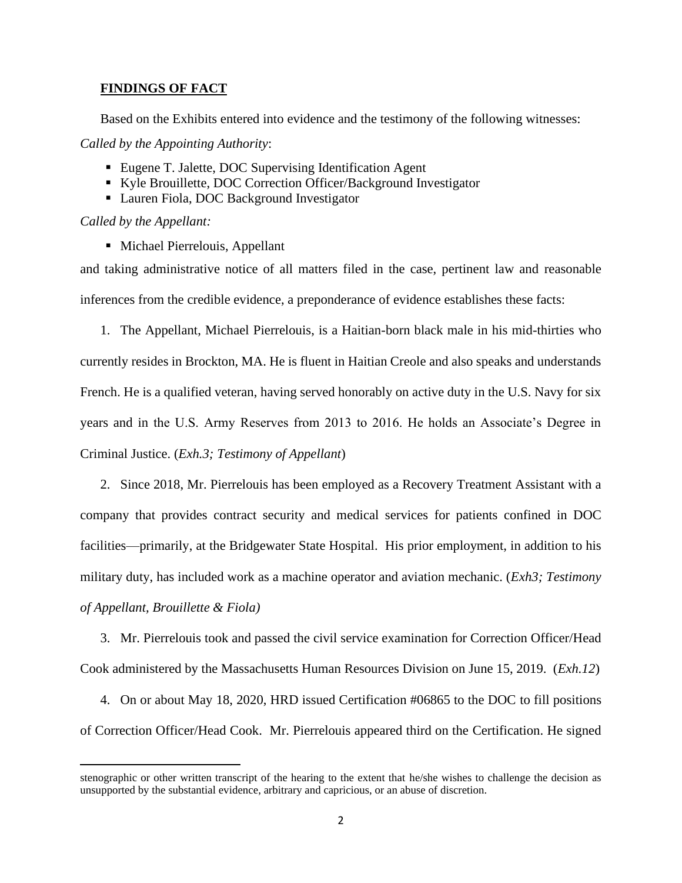## FINDINGS OF FACT

Based on the Exhibits entered into evidence and the testimony of the following witnesses:

*Called by the Appointing Authority*:

- Eugene T. Jalette, DOC Supervising Identification Agent
- Kyle Brouillette, DOC Correction Officer/Background Investigator
- Lauren Fiola, DOC Background Investigator

*Called by the Appellant:*

- Michael Pierrelouis, Appellant

and taking administrative notice of all matters filed in the case, pertinent law and reasonable inferences from the credible evidence, a preponderance of evidence establishes these facts:

1. The Appellant, Michael Pierrelouis, is a Haitian-born black male in his mid-thirties who currently resides in Brockton, MA. He is fluent in Haitian Creole and also speaks and understands French. He is a qualified veteran, having served honorably on active duty in the U.S. Navy for six years and in the U.S. Army Reserves from 2013 to 2016. He holds an Associate's Degree in Criminal Justice. (*Exh.3; Testimony of Appellant*)

2. Since 2018, Mr. Pierrelouis has been employed as a Recovery Treatment Assistant with a company that provides contract security and medical services for patients confined in DOC facilities—primarily, at the Bridgewater State Hospital. His prior employment, in addition to his military duty, has included work as a machine operator and aviation mechanic. (*Exh3; Testimony of Appellant, Brouillette & Fiola)*

3. Mr. Pierrelouis took and passed the civil service examination for Correction Officer/Head Cook administered by the Massachusetts Human Resources Division on June 15, 2019. (*Exh.12*)

4. On or about May 18, 2020, HRD issued Certification #06865 to the DOC to fill positions of Correction Officer/Head Cook. Mr. Pierrelouis appeared third on the Certification. He signed

---

stenographic or other written transcript of the hearing to the extent that he/she wishes to challenge the decision as unsupported by the substantial evidence, arbitrary and capricious, or an abuse of discretion.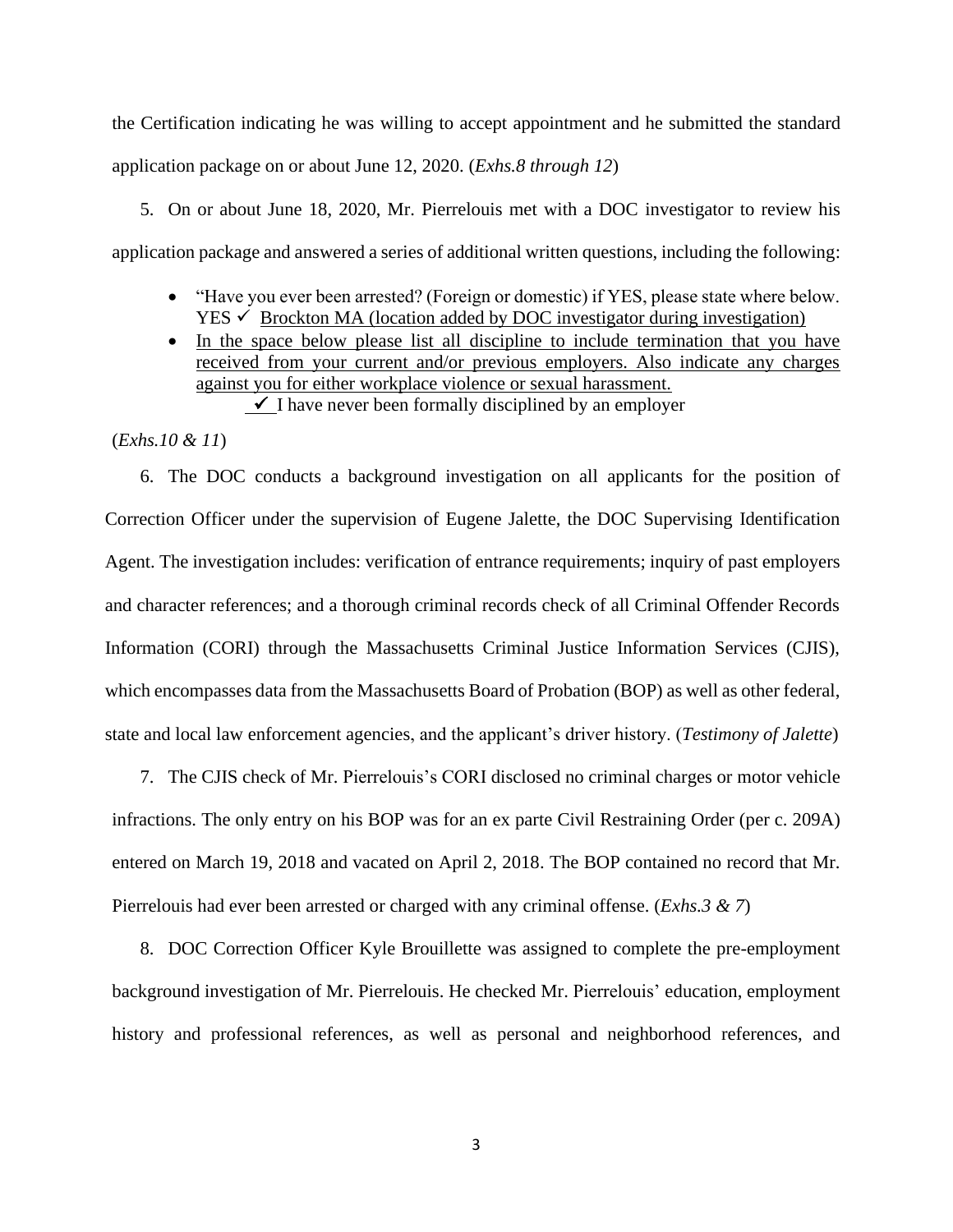the Certification indicating he was willing to accept appointment and he submitted the standard application package on or about June 12, 2020. (*Exhs.8 through 12*)

5. On or about June 18, 2020, Mr. Pierrelouis met with a DOC investigator to review his application package and answered a series of additional written questions, including the following:

- "Have you ever been arrested? (Foreign or domestic) if YES, please state where below. YES ✓ <u>Brockton MA (location added by DOC investigator during investigation)</u>
- <u>In the space below please list all discipline to include termination that you have received from your current and/or previous employers. Also indicate any charges against you for either workplace violence or sexual harassment.</u>
  
  <u> ✓ </u>I have never been formally disciplined by an employer

(*Exhs.10 & 11*)

6. The DOC conducts a background investigation on all applicants for the position of Correction Officer under the supervision of Eugene Jalette, the DOC Supervising Identification Agent. The investigation includes: verification of entrance requirements; inquiry of past employers and character references; and a thorough criminal records check of all Criminal Offender Records Information (CORI) through the Massachusetts Criminal Justice Information Services (CJIS), which encompasses data from the Massachusetts Board of Probation (BOP) as well as other federal, state and local law enforcement agencies, and the applicant's driver history. (*Testimony of Jalette*)

7. The CJIS check of Mr. Pierrelouis's CORI disclosed no criminal charges or motor vehicle infractions. The only entry on his BOP was for an ex parte Civil Restraining Order (per c. 209A) entered on March 19, 2018 and vacated on April 2, 2018. The BOP contained no record that Mr. Pierrelouis had ever been arrested or charged with any criminal offense. (*Exhs.3 & 7*)

8. DOC Correction Officer Kyle Brouillette was assigned to complete the pre-employment background investigation of Mr. Pierrelouis. He checked Mr. Pierrelouis' education, employment history and professional references, as well as personal and neighborhood references, and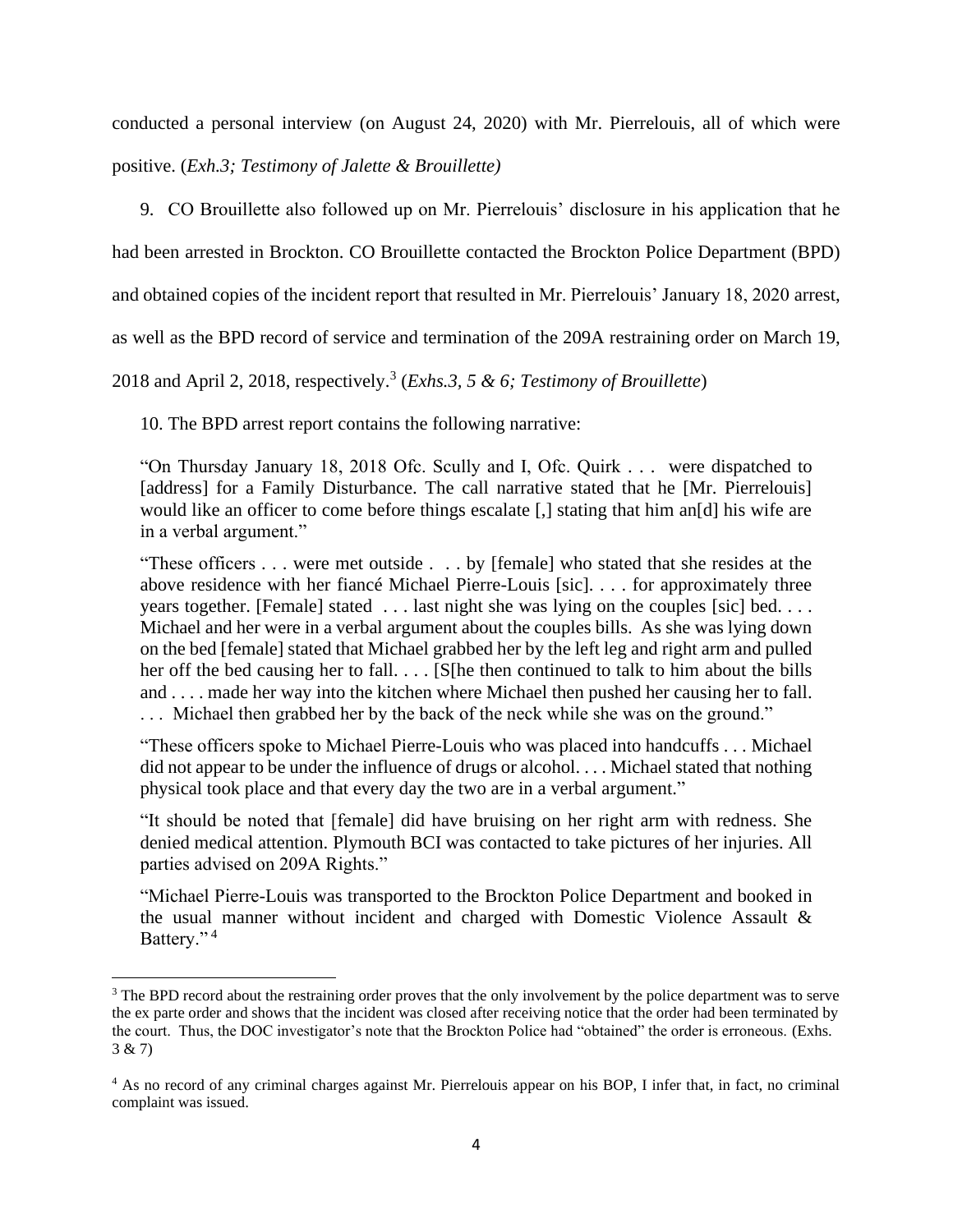conducted a personal interview (on August 24, 2020) with Mr. Pierrelouis, all of which were positive. (*Exh.3; Testimony of Jalette & Brouillette)*

9. CO Brouillette also followed up on Mr. Pierrelouis' disclosure in his application that he had been arrested in Brockton. CO Brouillette contacted the Brockton Police Department (BPD) and obtained copies of the incident report that resulted in Mr. Pierrelouis' January 18, 2020 arrest, as well as the BPD record of service and termination of the 209A restraining order on March 19, 2018 and April 2, 2018, respectively.[3] (*Exhs.3, 5 & 6; Testimony of Brouillette*)

10. The BPD arrest report contains the following narrative:

> "On Thursday January 18, 2018 Ofc. Scully and I, Ofc. Quirk . . . were dispatched to [address] for a Family Disturbance. The call narrative stated that he [Mr. Pierrelouis] would like an officer to come before things escalate [,] stating that him an[d] his wife are in a verbal argument."
>
> "These officers . . . were met outside . . . by [female] who stated that she resides at the above residence with her fiancé Michael Pierre-Louis [sic]. . . . for approximately three years together. [Female] stated . . . last night she was lying on the couples [sic] bed. . . . Michael and her were in a verbal argument about the couples bills. As she was lying down on the bed [female] stated that Michael grabbed her by the left leg and right arm and pulled her off the bed causing her to fall. . . . [S[he then continued to talk to him about the bills and . . . . made her way into the kitchen where Michael then pushed her causing her to fall. . . . Michael then grabbed her by the back of the neck while she was on the ground."
>
> "These officers spoke to Michael Pierre-Louis who was placed into handcuffs . . . Michael did not appear to be under the influence of drugs or alcohol. . . . Michael stated that nothing physical took place and that every day the two are in a verbal argument."
>
> "It should be noted that [female] did have bruising on her right arm with redness. She denied medical attention. Plymouth BCI was contacted to take pictures of her injuries. All parties advised on 209A Rights."
>
> "Michael Pierre-Louis was transported to the Brockton Police Department and booked in the usual manner without incident and charged with Domestic Violence Assault & Battery."[4]

---

[3] The BPD record about the restraining order proves that the only involvement by the police department was to serve the ex parte order and shows that the incident was closed after receiving notice that the order had been terminated by the court. Thus, the DOC investigator's note that the Brockton Police had "obtained" the order is erroneous. (Exhs. 3 & 7)

[4] As no record of any criminal charges against Mr. Pierrelouis appear on his BOP, I infer that, in fact, no criminal complaint was issued.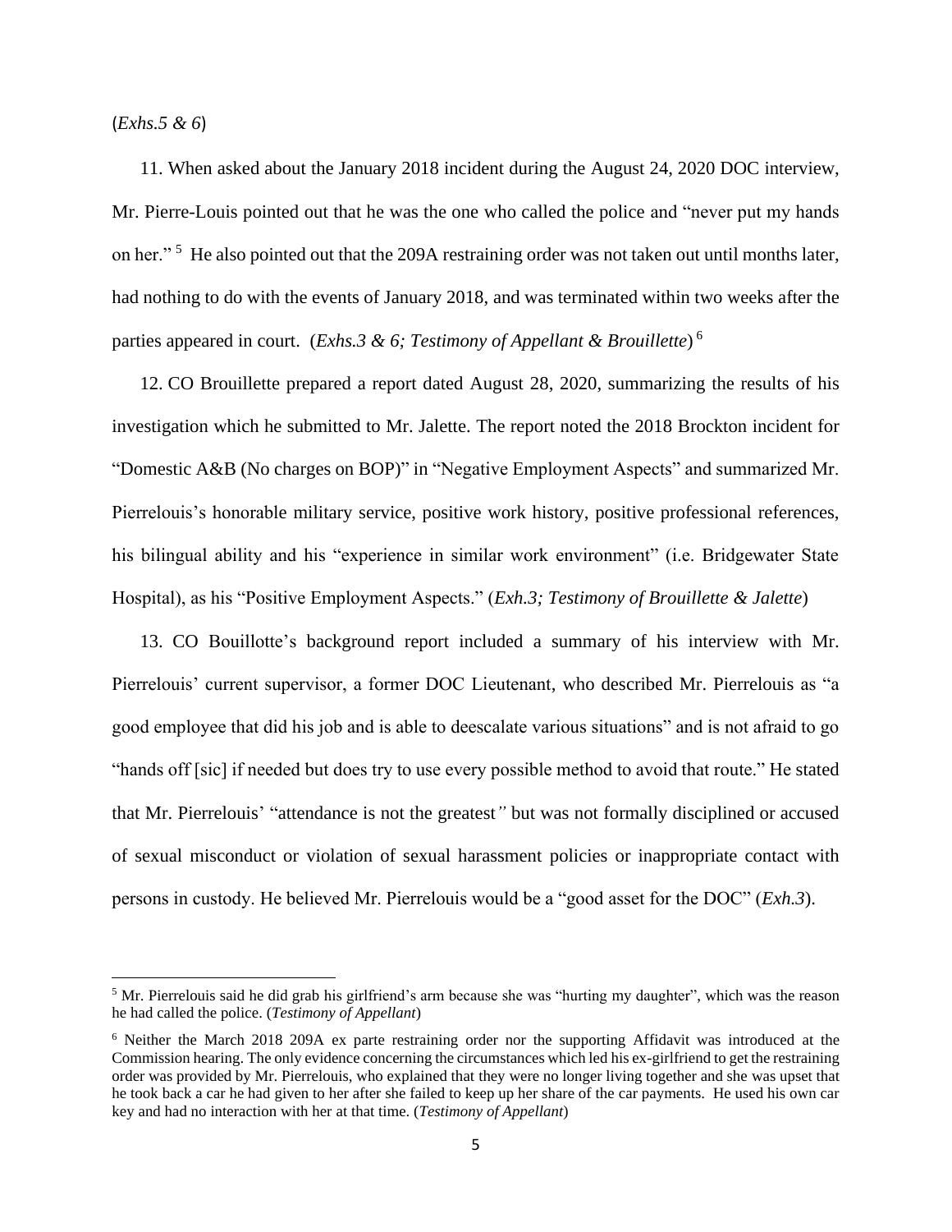(*Exhs.5 & 6*)

11. When asked about the January 2018 incident during the August 24, 2020 DOC interview, Mr. Pierre-Louis pointed out that he was the one who called the police and "never put my hands on her." [5] He also pointed out that the 209A restraining order was not taken out until months later, had nothing to do with the events of January 2018, and was terminated within two weeks after the parties appeared in court. (*Exhs.3 & 6; Testimony of Appellant & Brouillette*) [6]

12. CO Brouillette prepared a report dated August 28, 2020, summarizing the results of his investigation which he submitted to Mr. Jalette. The report noted the 2018 Brockton incident for "Domestic A&B (No charges on BOP)" in "Negative Employment Aspects" and summarized Mr. Pierrelouis's honorable military service, positive work history, positive professional references, his bilingual ability and his "experience in similar work environment" (i.e. Bridgewater State Hospital), as his "Positive Employment Aspects." (*Exh.3; Testimony of Brouillette & Jalette*)

13. CO Bouillotte's background report included a summary of his interview with Mr. Pierrelouis' current supervisor, a former DOC Lieutenant, who described Mr. Pierrelouis as "a good employee that did his job and is able to deescalate various situations" and is not afraid to go "hands off [sic] if needed but does try to use every possible method to avoid that route." He stated that Mr. Pierrelouis' "attendance is not the greatest*"* but was not formally disciplined or accused of sexual misconduct or violation of sexual harassment policies or inappropriate contact with persons in custody. He believed Mr. Pierrelouis would be a "good asset for the DOC" (*Exh.3*).

---

[5] Mr. Pierrelouis said he did grab his girlfriend's arm because she was "hurting my daughter", which was the reason he had called the police. (*Testimony of Appellant*)

[6] Neither the March 2018 209A ex parte restraining order nor the supporting Affidavit was introduced at the Commission hearing. The only evidence concerning the circumstances which led his ex-girlfriend to get the restraining order was provided by Mr. Pierrelouis, who explained that they were no longer living together and she was upset that he took back a car he had given to her after she failed to keep up her share of the car payments. He used his own car key and had no interaction with her at that time. (*Testimony of Appellant*)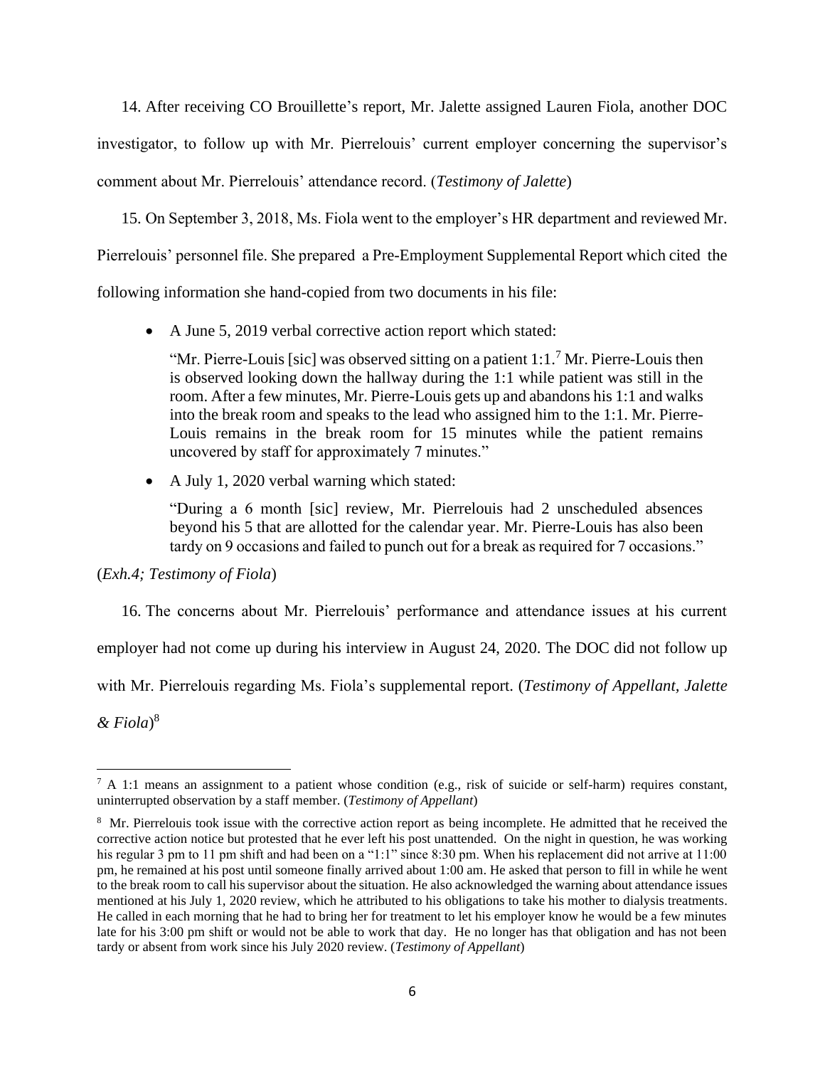14. After receiving CO Brouillette's report, Mr. Jalette assigned Lauren Fiola, another DOC investigator, to follow up with Mr. Pierrelouis' current employer concerning the supervisor's comment about Mr. Pierrelouis' attendance record. (*Testimony of Jalette*)

15. On September 3, 2018, Ms. Fiola went to the employer's HR department and reviewed Mr. Pierrelouis' personnel file. She prepared a Pre-Employment Supplemental Report which cited the following information she hand-copied from two documents in his file:

- A June 5, 2019 verbal corrective action report which stated:

  "Mr. Pierre-Louis [sic] was observed sitting on a patient 1:1.[7] Mr. Pierre-Louis then is observed looking down the hallway during the 1:1 while patient was still in the room. After a few minutes, Mr. Pierre-Louis gets up and abandons his 1:1 and walks into the break room and speaks to the lead who assigned him to the 1:1. Mr. Pierre-Louis remains in the break room for 15 minutes while the patient remains uncovered by staff for approximately 7 minutes."

- A July 1, 2020 verbal warning which stated:

  "During a 6 month [sic] review, Mr. Pierrelouis had 2 unscheduled absences beyond his 5 that are allotted for the calendar year. Mr. Pierre-Louis has also been tardy on 9 occasions and failed to punch out for a break as required for 7 occasions."

(*Exh.4; Testimony of Fiola*)

16. The concerns about Mr. Pierrelouis' performance and attendance issues at his current employer had not come up during his interview in August 24, 2020. The DOC did not follow up with Mr. Pierrelouis regarding Ms. Fiola's supplemental report. (*Testimony of Appellant, Jalette & Fiola*)[8]

---

[7] A 1:1 means an assignment to a patient whose condition (e.g., risk of suicide or self-harm) requires constant, uninterrupted observation by a staff member. (*Testimony of Appellant*)

[8] Mr. Pierrelouis took issue with the corrective action report as being incomplete. He admitted that he received the corrective action notice but protested that he ever left his post unattended. On the night in question, he was working his regular 3 pm to 11 pm shift and had been on a "1:1" since 8:30 pm. When his replacement did not arrive at 11:00 pm, he remained at his post until someone finally arrived about 1:00 am. He asked that person to fill in while he went to the break room to call his supervisor about the situation. He also acknowledged the warning about attendance issues mentioned at his July 1, 2020 review, which he attributed to his obligations to take his mother to dialysis treatments. He called in each morning that he had to bring her for treatment to let his employer know he would be a few minutes late for his 3:00 pm shift or would not be able to work that day. He no longer has that obligation and has not been tardy or absent from work since his July 2020 review. (*Testimony of Appellant*)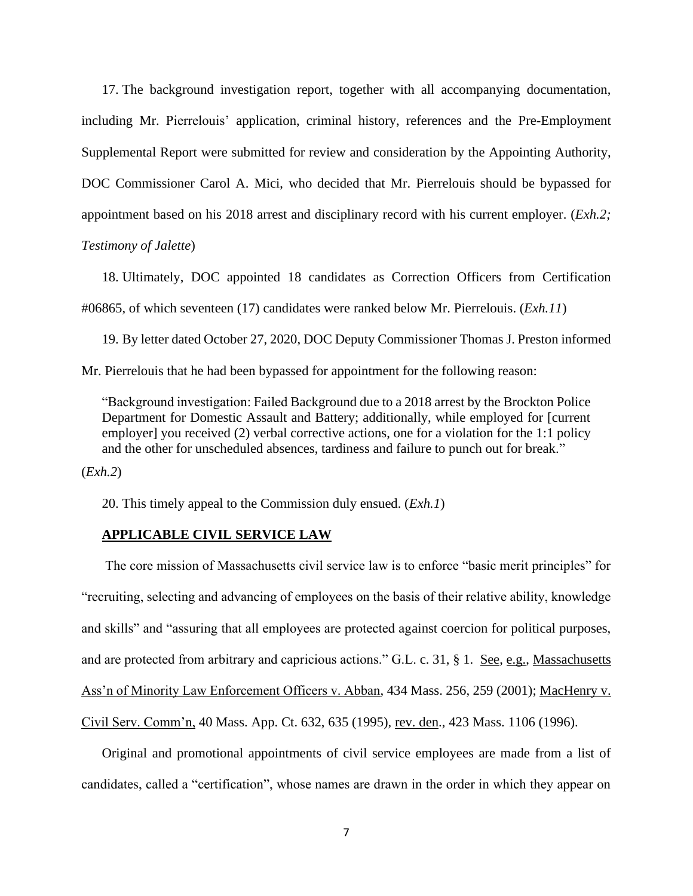17. The background investigation report, together with all accompanying documentation, including Mr. Pierrelouis' application, criminal history, references and the Pre-Employment Supplemental Report were submitted for review and consideration by the Appointing Authority, DOC Commissioner Carol A. Mici, who decided that Mr. Pierrelouis should be bypassed for appointment based on his 2018 arrest and disciplinary record with his current employer. (*Exh.2; Testimony of Jalette*)

18. Ultimately, DOC appointed 18 candidates as Correction Officers from Certification #06865, of which seventeen (17) candidates were ranked below Mr. Pierrelouis. (*Exh.11*)

19. By letter dated October 27, 2020, DOC Deputy Commissioner Thomas J. Preston informed Mr. Pierrelouis that he had been bypassed for appointment for the following reason:

> "Background investigation: Failed Background due to a 2018 arrest by the Brockton Police Department for Domestic Assault and Battery; additionally, while employed for [current employer] you received (2) verbal corrective actions, one for a violation for the 1:1 policy and the other for unscheduled absences, tardiness and failure to punch out for break."

(*Exh.2*)

20. This timely appeal to the Commission duly ensued. (*Exh.1*)

## APPLICABLE CIVIL SERVICE LAW

The core mission of Massachusetts civil service law is to enforce "basic merit principles" for "recruiting, selecting and advancing of employees on the basis of their relative ability, knowledge and skills" and "assuring that all employees are protected against coercion for political purposes, and are protected from arbitrary and capricious actions." G.L. c. 31, § 1. See, e.g., Massachusetts Ass'n of Minority Law Enforcement Officers v. Abban, 434 Mass. 256, 259 (2001); MacHenry v. Civil Serv. Comm'n, 40 Mass. App. Ct. 632, 635 (1995), rev. den., 423 Mass. 1106 (1996).

Original and promotional appointments of civil service employees are made from a list of candidates, called a "certification", whose names are drawn in the order in which they appear on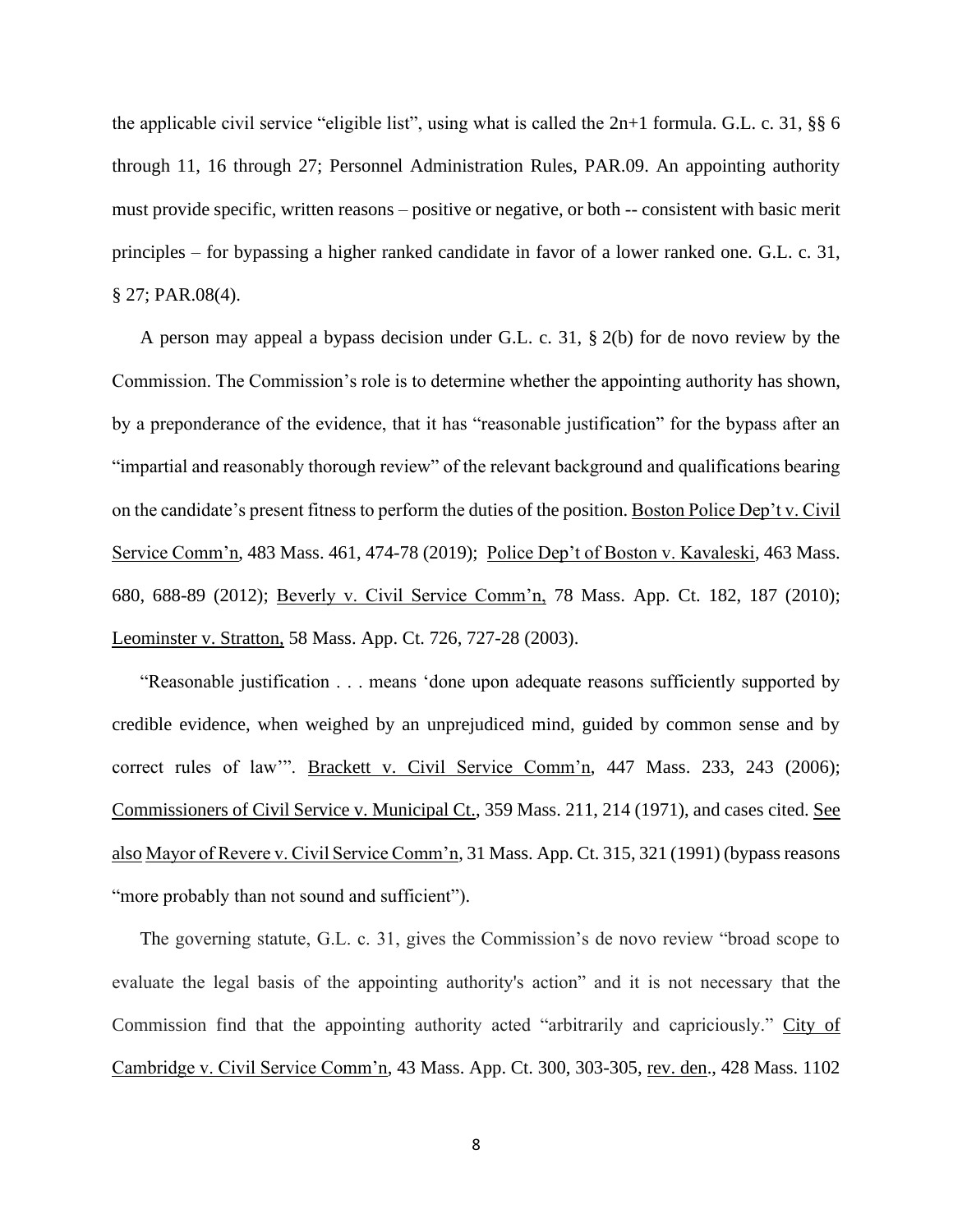the applicable civil service "eligible list", using what is called the 2n+1 formula. G.L. c. 31, §§ 6 through 11, 16 through 27; Personnel Administration Rules, PAR.09. An appointing authority must provide specific, written reasons – positive or negative, or both -- consistent with basic merit principles – for bypassing a higher ranked candidate in favor of a lower ranked one. G.L. c. 31, § 27; PAR.08(4).

A person may appeal a bypass decision under G.L. c. 31, § 2(b) for de novo review by the Commission. The Commission's role is to determine whether the appointing authority has shown, by a preponderance of the evidence, that it has "reasonable justification" for the bypass after an "impartial and reasonably thorough review" of the relevant background and qualifications bearing on the candidate's present fitness to perform the duties of the position. Boston Police Dep't v. Civil Service Comm'n, 483 Mass. 461, 474-78 (2019); Police Dep't of Boston v. Kavaleski, 463 Mass. 680, 688-89 (2012); Beverly v. Civil Service Comm'n, 78 Mass. App. Ct. 182, 187 (2010); Leominster v. Stratton, 58 Mass. App. Ct. 726, 727-28 (2003).

"Reasonable justification . . . means 'done upon adequate reasons sufficiently supported by credible evidence, when weighed by an unprejudiced mind, guided by common sense and by correct rules of law'". Brackett v. Civil Service Comm'n, 447 Mass. 233, 243 (2006); Commissioners of Civil Service v. Municipal Ct., 359 Mass. 211, 214 (1971), and cases cited. See also Mayor of Revere v. Civil Service Comm'n, 31 Mass. App. Ct. 315, 321 (1991) (bypass reasons "more probably than not sound and sufficient").

The governing statute, G.L. c. 31, gives the Commission's de novo review "broad scope to evaluate the legal basis of the appointing authority's action" and it is not necessary that the Commission find that the appointing authority acted "arbitrarily and capriciously." City of Cambridge v. Civil Service Comm'n, 43 Mass. App. Ct. 300, 303-305, rev. den., 428 Mass. 1102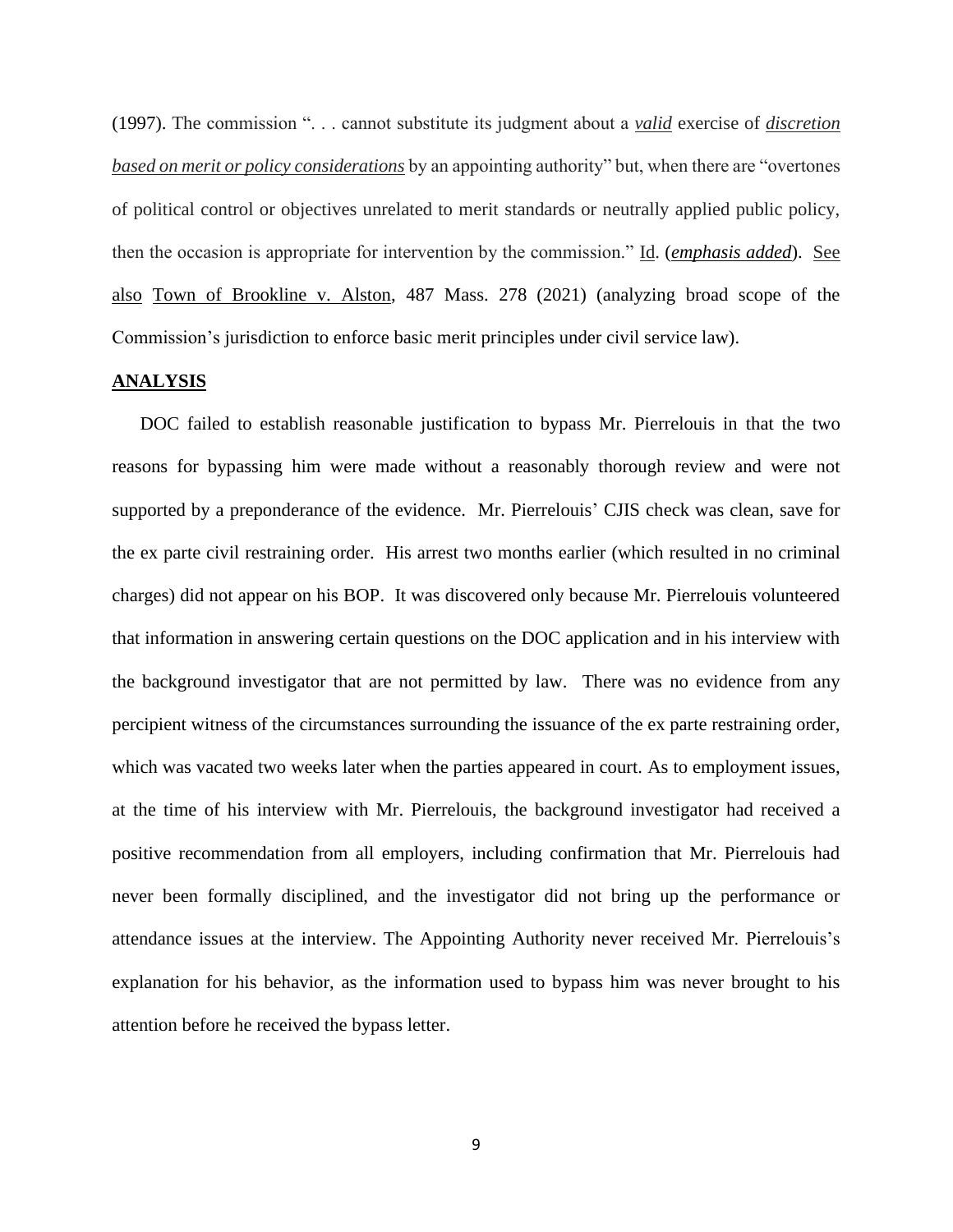(1997). The commission ". . . cannot substitute its judgment about a ***valid*** exercise of ***discretion based on merit or policy considerations*** by an appointing authority" but, when there are "overtones of political control or objectives unrelated to merit standards or neutrally applied public policy, then the occasion is appropriate for intervention by the commission." Id. (***emphasis added***). See also Town of Brookline v. Alston, 487 Mass. 278 (2021) (analyzing broad scope of the Commission's jurisdiction to enforce basic merit principles under civil service law).

**ANALYSIS**

DOC failed to establish reasonable justification to bypass Mr. Pierrelouis in that the two reasons for bypassing him were made without a reasonably thorough review and were not supported by a preponderance of the evidence. Mr. Pierrelouis' CJIS check was clean, save for the ex parte civil restraining order. His arrest two months earlier (which resulted in no criminal charges) did not appear on his BOP. It was discovered only because Mr. Pierrelouis volunteered that information in answering certain questions on the DOC application and in his interview with the background investigator that are not permitted by law. There was no evidence from any percipient witness of the circumstances surrounding the issuance of the ex parte restraining order, which was vacated two weeks later when the parties appeared in court. As to employment issues, at the time of his interview with Mr. Pierrelouis, the background investigator had received a positive recommendation from all employers, including confirmation that Mr. Pierrelouis had never been formally disciplined, and the investigator did not bring up the performance or attendance issues at the interview. The Appointing Authority never received Mr. Pierrelouis's explanation for his behavior, as the information used to bypass him was never brought to his attention before he received the bypass letter.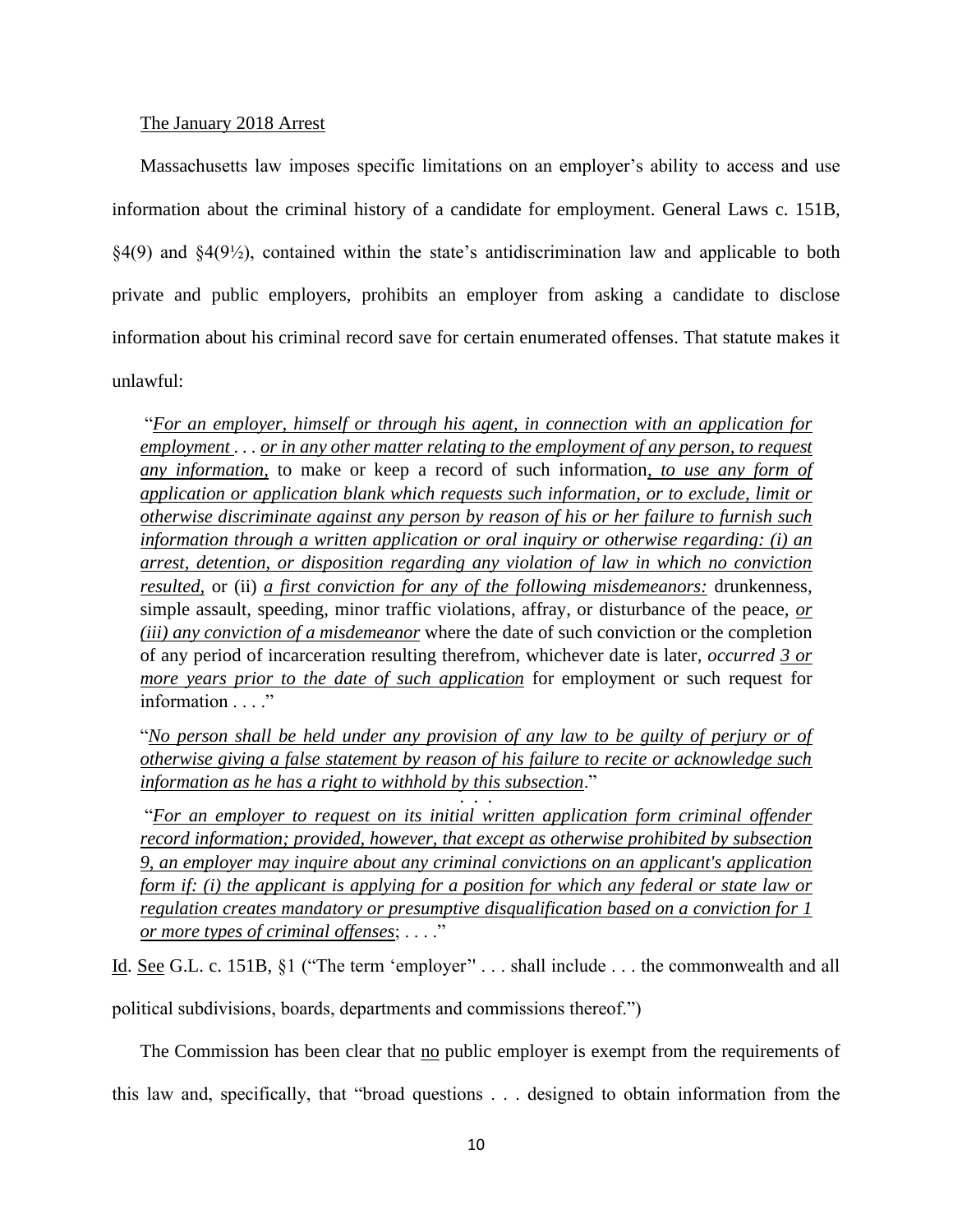<u>The January 2018 Arrest</u>

Massachusetts law imposes specific limitations on an employer's ability to access and use information about the criminal history of a candidate for employment. General Laws c. 151B, §4(9) and §4(9½), contained within the state's antidiscrimination law and applicable to both private and public employers, prohibits an employer from asking a candidate to disclose information about his criminal record save for certain enumerated offenses. That statute makes it unlawful:

> "<u>*For an employer, himself or through his agent, in connection with an application for employment*</u> . . . <u>*or in any other matter relating to the employment of any person, to request any information,*</u> to make or keep a record of such information<u>*, to use any form of application or application blank which requests such information, or to exclude, limit or otherwise discriminate against any person by reason of his or her failure to furnish such information through a written application or oral inquiry or otherwise regarding: (i) an arrest, detention, or disposition regarding any violation of law in which no conviction resulted,*</u> or (ii) <u>*a first conviction for any of the following misdemeanors:*</u> drunkenness, simple assault, speeding, minor traffic violations, affray, or disturbance of the peace, <u>*or (iii) any conviction of a misdemeanor*</u> where the date of such conviction or the completion of any period of incarceration resulting therefrom, whichever date is later, *occurred* <u>*3 or more years prior to the date of such application*</u> for employment or such request for information . . . ."
>
> "<u>*No person shall be held under any provision of any law to be guilty of perjury or of otherwise giving a false statement by reason of his failure to recite or acknowledge such information as he has a right to withhold by this subsection*</u>."
>
> . . .
>
> "<u>*For an employer to request on its initial written application form criminal offender record information; provided, however, that except as otherwise prohibited by subsection 9, an employer may inquire about any criminal convictions on an applicant's application form if: (i) the applicant is applying for a position for which any federal or state law or regulation creates mandatory or presumptive disqualification based on a conviction for 1 or more types of criminal offenses*</u>; . . . ."

<u>Id</u>. <u>See</u> G.L. c. 151B, §1 ("The term 'employer'' . . . shall include . . . the commonwealth and all political subdivisions, boards, departments and commissions thereof.")

The Commission has been clear that <u>no</u> public employer is exempt from the requirements of this law and, specifically, that "broad questions . . . designed to obtain information from the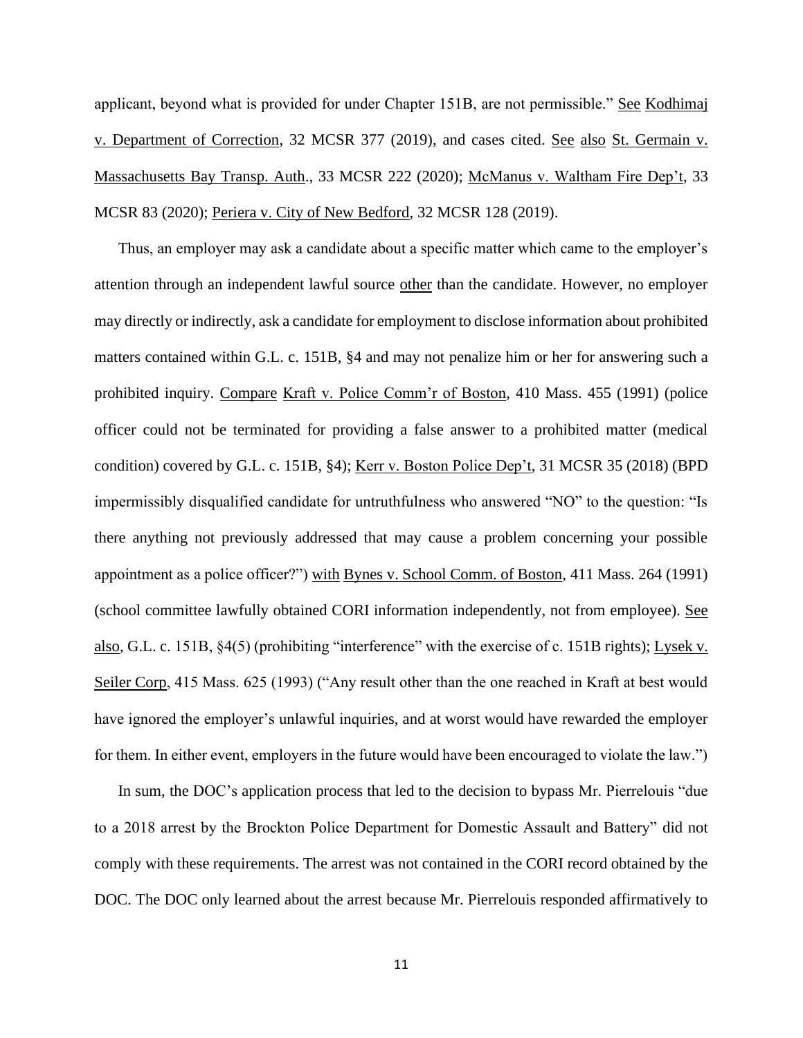applicant, beyond what is provided for under Chapter 151B, are not permissible." See Kodhimaj v. Department of Correction, 32 MCSR 377 (2019), and cases cited. See also St. Germain v. Massachusetts Bay Transp. Auth., 33 MCSR 222 (2020); McManus v. Waltham Fire Dep't, 33 MCSR 83 (2020); Periera v. City of New Bedford, 32 MCSR 128 (2019).

Thus, an employer may ask a candidate about a specific matter which came to the employer's attention through an independent lawful source other than the candidate. However, no employer may directly or indirectly, ask a candidate for employment to disclose information about prohibited matters contained within G.L. c. 151B, §4 and may not penalize him or her for answering such a prohibited inquiry. Compare Kraft v. Police Comm'r of Boston, 410 Mass. 455 (1991) (police officer could not be terminated for providing a false answer to a prohibited matter (medical condition) covered by G.L. c. 151B, §4); Kerr v. Boston Police Dep't, 31 MCSR 35 (2018) (BPD impermissibly disqualified candidate for untruthfulness who answered "NO" to the question: "Is there anything not previously addressed that may cause a problem concerning your possible appointment as a police officer?") with Bynes v. School Comm. of Boston, 411 Mass. 264 (1991) (school committee lawfully obtained CORI information independently, not from employee). See also, G.L. c. 151B, §4(5) (prohibiting "interference" with the exercise of c. 151B rights); Lysek v. Seiler Corp, 415 Mass. 625 (1993) ("Any result other than the one reached in Kraft at best would have ignored the employer's unlawful inquiries, and at worst would have rewarded the employer for them. In either event, employers in the future would have been encouraged to violate the law.")

In sum, the DOC's application process that led to the decision to bypass Mr. Pierrelouis "due to a 2018 arrest by the Brockton Police Department for Domestic Assault and Battery" did not comply with these requirements. The arrest was not contained in the CORI record obtained by the DOC. The DOC only learned about the arrest because Mr. Pierrelouis responded affirmatively to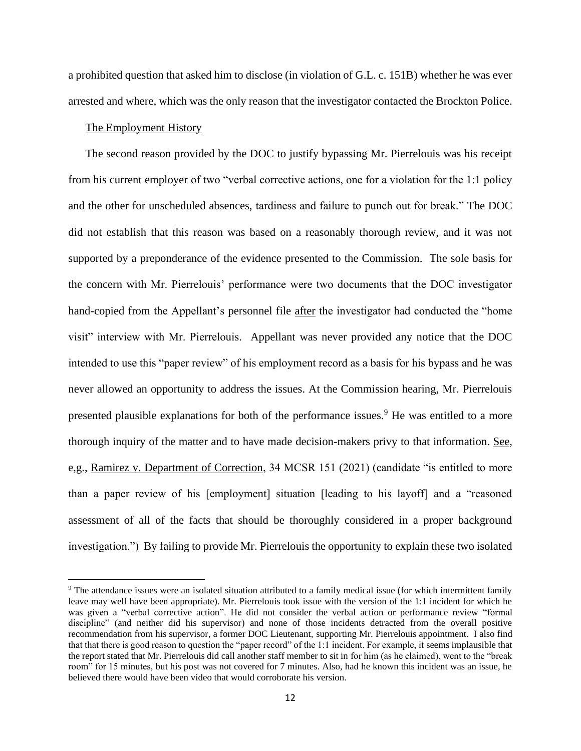a prohibited question that asked him to disclose (in violation of G.L. c. 151B) whether he was ever arrested and where, which was the only reason that the investigator contacted the Brockton Police.

The Employment History

The second reason provided by the DOC to justify bypassing Mr. Pierrelouis was his receipt from his current employer of two "verbal corrective actions, one for a violation for the 1:1 policy and the other for unscheduled absences, tardiness and failure to punch out for break." The DOC did not establish that this reason was based on a reasonably thorough review, and it was not supported by a preponderance of the evidence presented to the Commission. The sole basis for the concern with Mr. Pierrelouis' performance were two documents that the DOC investigator hand-copied from the Appellant's personnel file after the investigator had conducted the "home visit" interview with Mr. Pierrelouis. Appellant was never provided any notice that the DOC intended to use this "paper review" of his employment record as a basis for his bypass and he was never allowed an opportunity to address the issues. At the Commission hearing, Mr. Pierrelouis presented plausible explanations for both of the performance issues.[9] He was entitled to a more thorough inquiry of the matter and to have made decision-makers privy to that information. See, e,g., Ramirez v. Department of Correction, 34 MCSR 151 (2021) (candidate "is entitled to more than a paper review of his [employment] situation [leading to his layoff] and a "reasoned assessment of all of the facts that should be thoroughly considered in a proper background investigation.") By failing to provide Mr. Pierrelouis the opportunity to explain these two isolated

[9] The attendance issues were an isolated situation attributed to a family medical issue (for which intermittent family leave may well have been appropriate). Mr. Pierrelouis took issue with the version of the 1:1 incident for which he was given a "verbal corrective action". He did not consider the verbal action or performance review "formal discipline" (and neither did his supervisor) and none of those incidents detracted from the overall positive recommendation from his supervisor, a former DOC Lieutenant, supporting Mr. Pierrelouis appointment. I also find that that there is good reason to question the "paper record" of the 1:1 incident. For example, it seems implausible that the report stated that Mr. Pierrelouis did call another staff member to sit in for him (as he claimed), went to the "break room" for 15 minutes, but his post was not covered for 7 minutes. Also, had he known this incident was an issue, he believed there would have been video that would corroborate his version.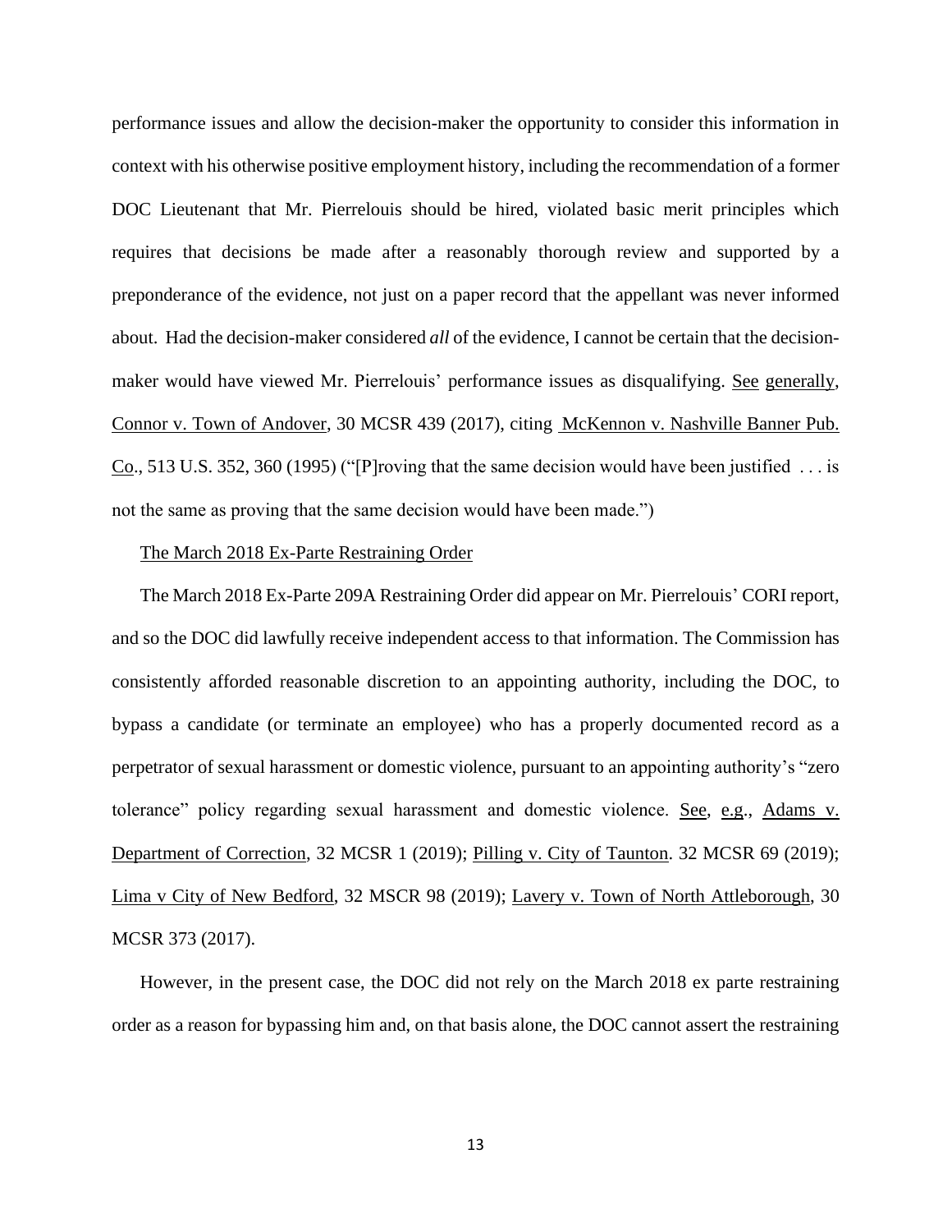performance issues and allow the decision-maker the opportunity to consider this information in context with his otherwise positive employment history, including the recommendation of a former DOC Lieutenant that Mr. Pierrelouis should be hired, violated basic merit principles which requires that decisions be made after a reasonably thorough review and supported by a preponderance of the evidence, not just on a paper record that the appellant was never informed about. Had the decision-maker considered *all* of the evidence, I cannot be certain that the decision-maker would have viewed Mr. Pierrelouis' performance issues as disqualifying. See generally, Connor v. Town of Andover, 30 MCSR 439 (2017), citing McKennon v. Nashville Banner Pub. Co., 513 U.S. 352, 360 (1995) ("[P]roving that the same decision would have been justified . . . is not the same as proving that the same decision would have been made.")

The March 2018 Ex-Parte Restraining Order

The March 2018 Ex-Parte 209A Restraining Order did appear on Mr. Pierrelouis' CORI report, and so the DOC did lawfully receive independent access to that information. The Commission has consistently afforded reasonable discretion to an appointing authority, including the DOC, to bypass a candidate (or terminate an employee) who has a properly documented record as a perpetrator of sexual harassment or domestic violence, pursuant to an appointing authority's "zero tolerance" policy regarding sexual harassment and domestic violence. See, e.g., Adams v. Department of Correction, 32 MCSR 1 (2019); Pilling v. City of Taunton. 32 MCSR 69 (2019); Lima v City of New Bedford, 32 MSCR 98 (2019); Lavery v. Town of North Attleborough, 30 MCSR 373 (2017).

However, in the present case, the DOC did not rely on the March 2018 ex parte restraining order as a reason for bypassing him and, on that basis alone, the DOC cannot assert the restraining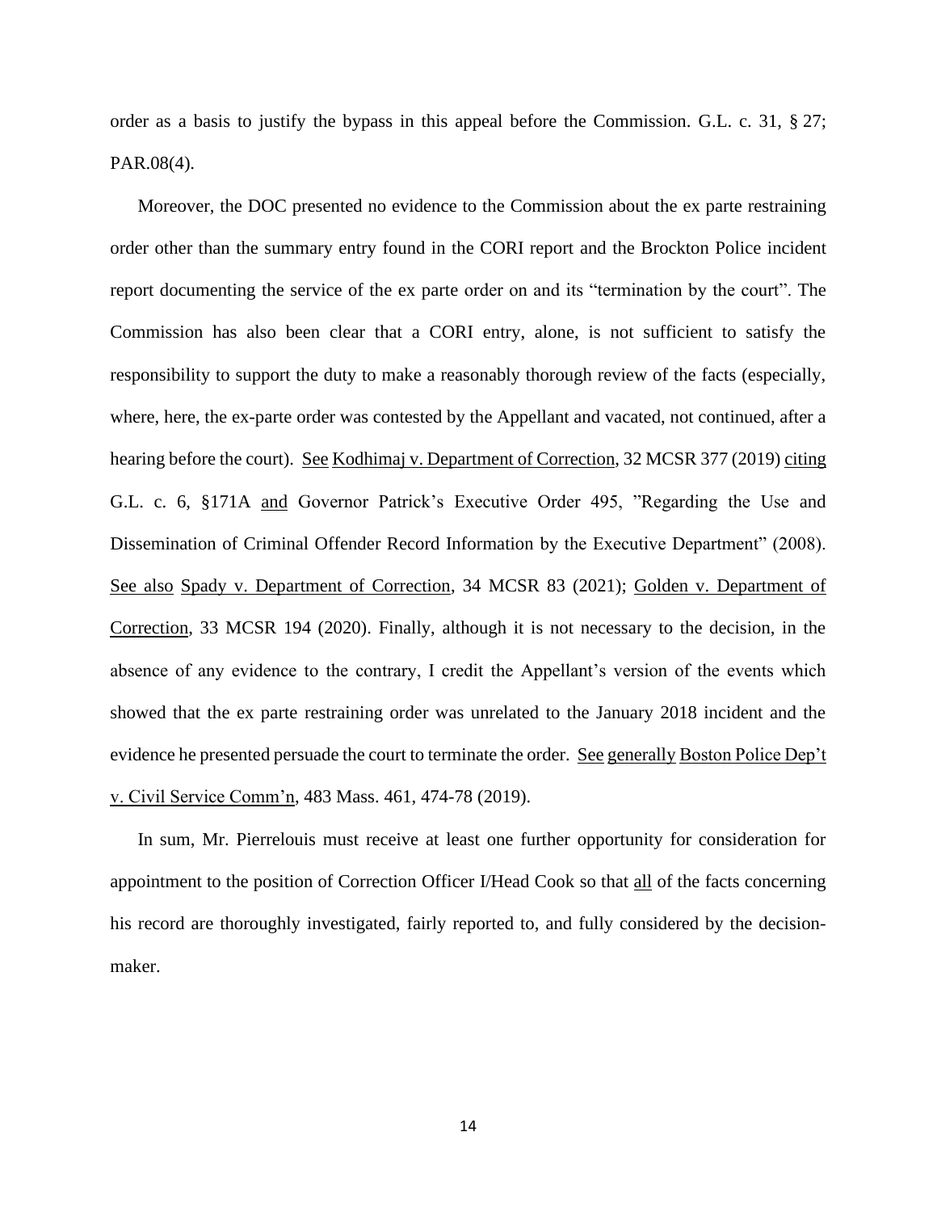order as a basis to justify the bypass in this appeal before the Commission. G.L. c. 31, § 27; PAR.08(4).

Moreover, the DOC presented no evidence to the Commission about the ex parte restraining order other than the summary entry found in the CORI report and the Brockton Police incident report documenting the service of the ex parte order on and its "termination by the court". The Commission has also been clear that a CORI entry, alone, is not sufficient to satisfy the responsibility to support the duty to make a reasonably thorough review of the facts (especially, where, here, the ex-parte order was contested by the Appellant and vacated, not continued, after a hearing before the court). See Kodhimaj v. Department of Correction, 32 MCSR 377 (2019) citing G.L. c. 6, §171A and Governor Patrick's Executive Order 495, "Regarding the Use and Dissemination of Criminal Offender Record Information by the Executive Department" (2008). See also Spady v. Department of Correction, 34 MCSR 83 (2021); Golden v. Department of Correction, 33 MCSR 194 (2020). Finally, although it is not necessary to the decision, in the absence of any evidence to the contrary, I credit the Appellant's version of the events which showed that the ex parte restraining order was unrelated to the January 2018 incident and the evidence he presented persuade the court to terminate the order. See generally Boston Police Dep't v. Civil Service Comm'n, 483 Mass. 461, 474-78 (2019).

In sum, Mr. Pierrelouis must receive at least one further opportunity for consideration for appointment to the position of Correction Officer I/Head Cook so that all of the facts concerning his record are thoroughly investigated, fairly reported to, and fully considered by the decision-maker.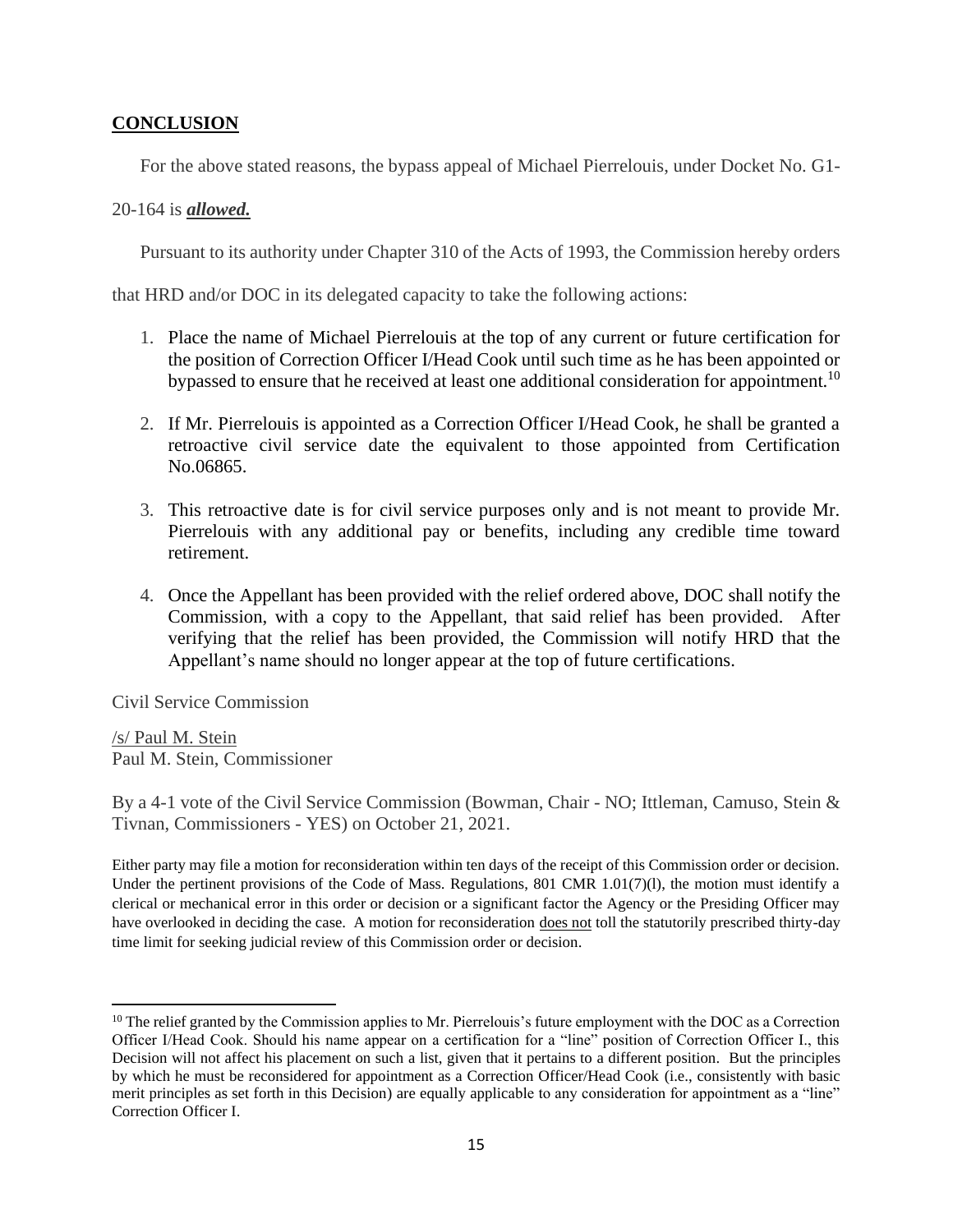## CONCLUSION

For the above stated reasons, the bypass appeal of Michael Pierrelouis, under Docket No. G1-20-164 is ***allowed.***

Pursuant to its authority under Chapter 310 of the Acts of 1993, the Commission hereby orders that HRD and/or DOC in its delegated capacity to take the following actions:

1. Place the name of Michael Pierrelouis at the top of any current or future certification for the position of Correction Officer I/Head Cook until such time as he has been appointed or bypassed to ensure that he received at least one additional consideration for appointment.[10]
2. If Mr. Pierrelouis is appointed as a Correction Officer I/Head Cook, he shall be granted a retroactive civil service date the equivalent to those appointed from Certification No.06865.
3. This retroactive date is for civil service purposes only and is not meant to provide Mr. Pierrelouis with any additional pay or benefits, including any credible time toward retirement.
4. Once the Appellant has been provided with the relief ordered above, DOC shall notify the Commission, with a copy to the Appellant, that said relief has been provided. After verifying that the relief has been provided, the Commission will notify HRD that the Appellant's name should no longer appear at the top of future certifications.

Civil Service Commission

/s/ Paul M. Stein
Paul M. Stein, Commissioner

By a 4-1 vote of the Civil Service Commission (Bowman, Chair - NO; Ittleman, Camuso, Stein & Tivnan, Commissioners - YES) on October 21, 2021.

Either party may file a motion for reconsideration within ten days of the receipt of this Commission order or decision. Under the pertinent provisions of the Code of Mass. Regulations, 801 CMR 1.01(7)(l), the motion must identify a clerical or mechanical error in this order or decision or a significant factor the Agency or the Presiding Officer may have overlooked in deciding the case. A motion for reconsideration does not toll the statutorily prescribed thirty-day time limit for seeking judicial review of this Commission order or decision.

---

[10] The relief granted by the Commission applies to Mr. Pierrelouis's future employment with the DOC as a Correction Officer I/Head Cook. Should his name appear on a certification for a "line" position of Correction Officer I., this Decision will not affect his placement on such a list, given that it pertains to a different position. But the principles by which he must be reconsidered for appointment as a Correction Officer/Head Cook (i.e., consistently with basic merit principles as set forth in this Decision) are equally applicable to any consideration for appointment as a "line" Correction Officer I.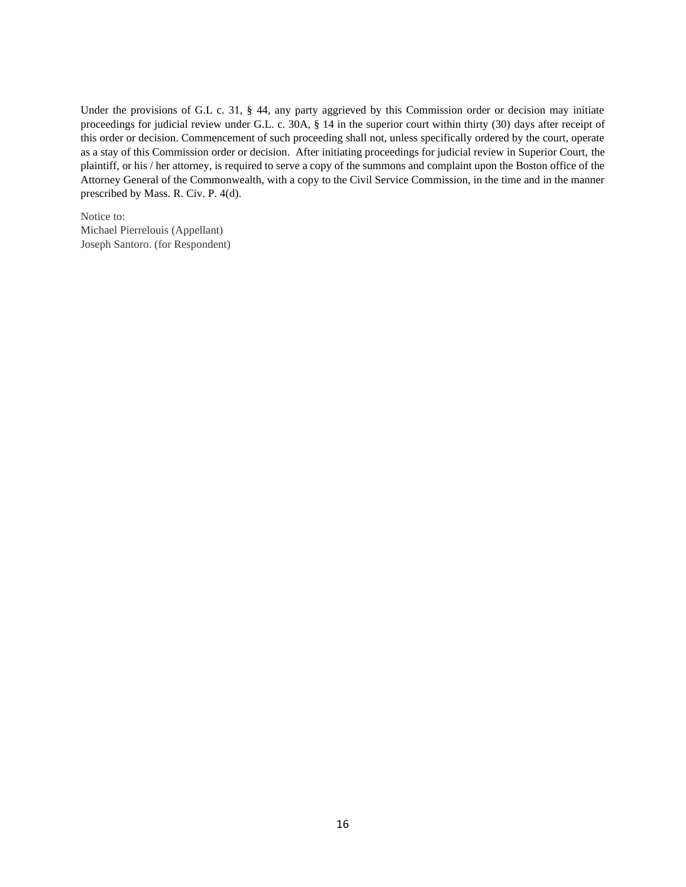Under the provisions of G.L c. 31, § 44, any party aggrieved by this Commission order or decision may initiate proceedings for judicial review under G.L. c. 30A, § 14 in the superior court within thirty (30) days after receipt of this order or decision. Commencement of such proceeding shall not, unless specifically ordered by the court, operate as a stay of this Commission order or decision. After initiating proceedings for judicial review in Superior Court, the plaintiff, or his / her attorney, is required to serve a copy of the summons and complaint upon the Boston office of the Attorney General of the Commonwealth, with a copy to the Civil Service Commission, in the time and in the manner prescribed by Mass. R. Civ. P. 4(d).

Notice to:
Michael Pierrelouis (Appellant)
Joseph Santoro. (for Respondent)